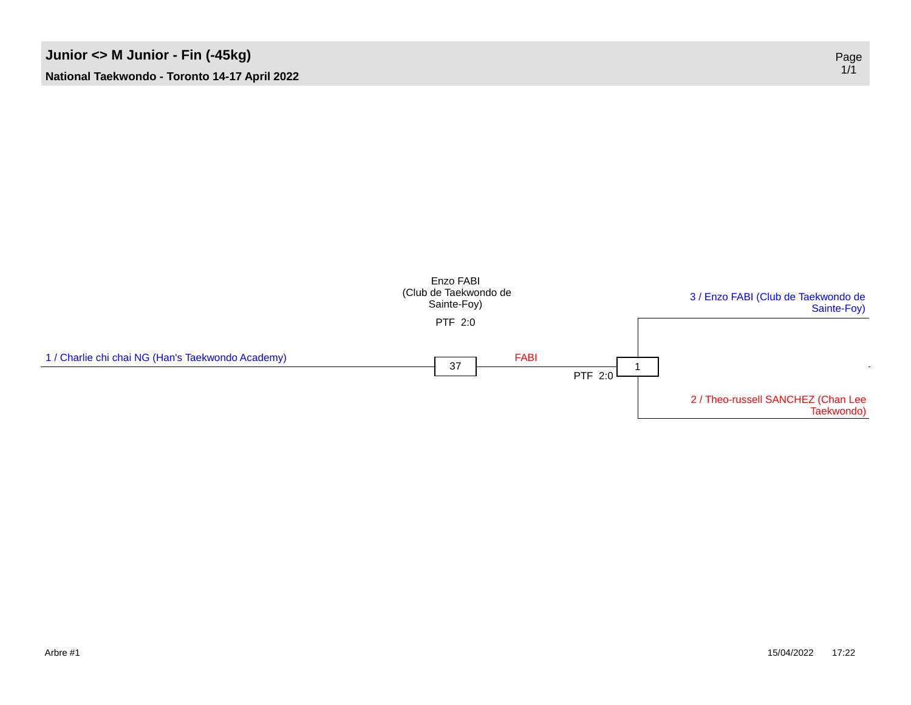# Junior <> M Junior - Fin (-45kg)

**National Taekwondo - Toronto 14-17 April 2022**

Enzo FABI (Club de Taekwondo de Sainte-Foy)

PTF 2:0

1 / Charlie chi chai NG (Han's Taekwondo Academy)

37

FABI

PTF 2:0

1

3 / Enzo FABI (Club de Taekwondo de Sainte-Foy)

-

2 / Theo-russell SANCHEZ (Chan Lee Taekwondo)

Arbre #1

15/04/2022 17:22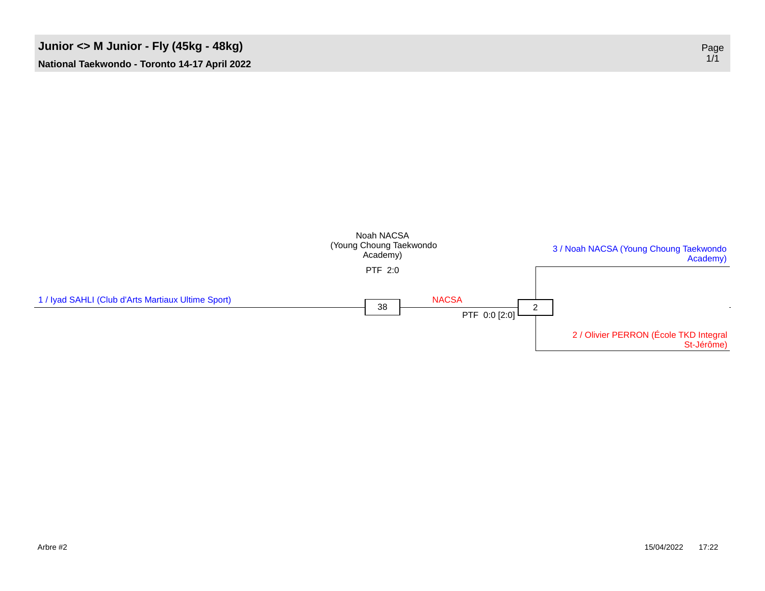# Junior <> M Junior - Fly (45kg - 48kg)

**National Taekwondo - Toronto 14-17 April 2022**

Noah NACSA
(Young Choung Taekwondo
Academy)

PTF 2:0

1 / Iyad SAHLI (Club d'Arts Martiaux Ultime Sport)

38

NACSA

PTF 0:0 [2:0]

2

3 / Noah NACSA (Young Choung Taekwondo
Academy)

-

2 / Olivier PERRON (École TKD Integral
St-Jérôme)

Arbre #2

15/04/2022 17:22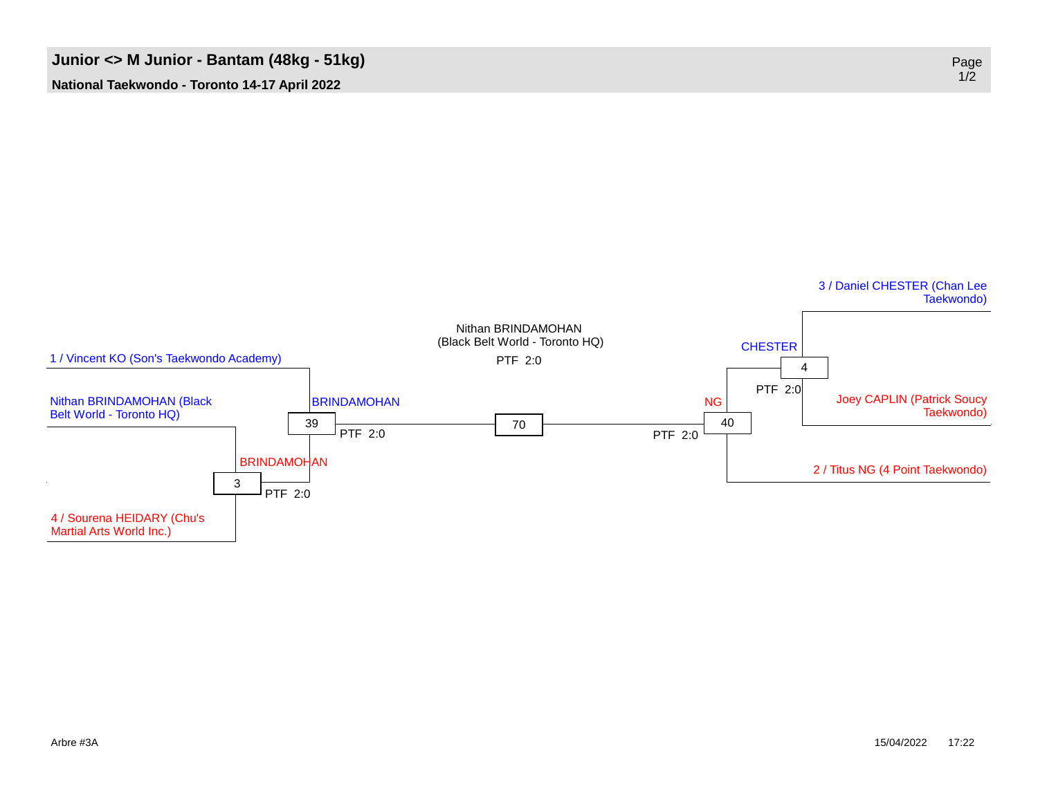# Junior <> M Junior - Bantam (48kg - 51kg)

**National Taekwondo - Toronto 14-17 April 2022**

1 / Vincent KO (Son's Taekwondo Academy)

Nithan BRINDAMOHAN (Black Belt World - Toronto HQ)

4 / Sourena HEIDARY (Chu's Martial Arts World Inc.)

3 / Daniel CHESTER (Chan Lee Taekwondo)

Joey CAPLIN (Patrick Soucy Taekwondo)

2 / Titus NG (4 Point Taekwondo)

| Match | Winner | Result |
|---|---|---|
| 3 | BRINDAMOHAN | PTF 2:0 |
| 39 | BRINDAMOHAN | PTF 2:0 |
| 4 | CHESTER | PTF 2:0 |
| 40 | NG | PTF 2:0 |
| 70 | Nithan BRINDAMOHAN (Black Belt World - Toronto HQ) | PTF 2:0 |

Arbre #3A

15/04/2022 17:22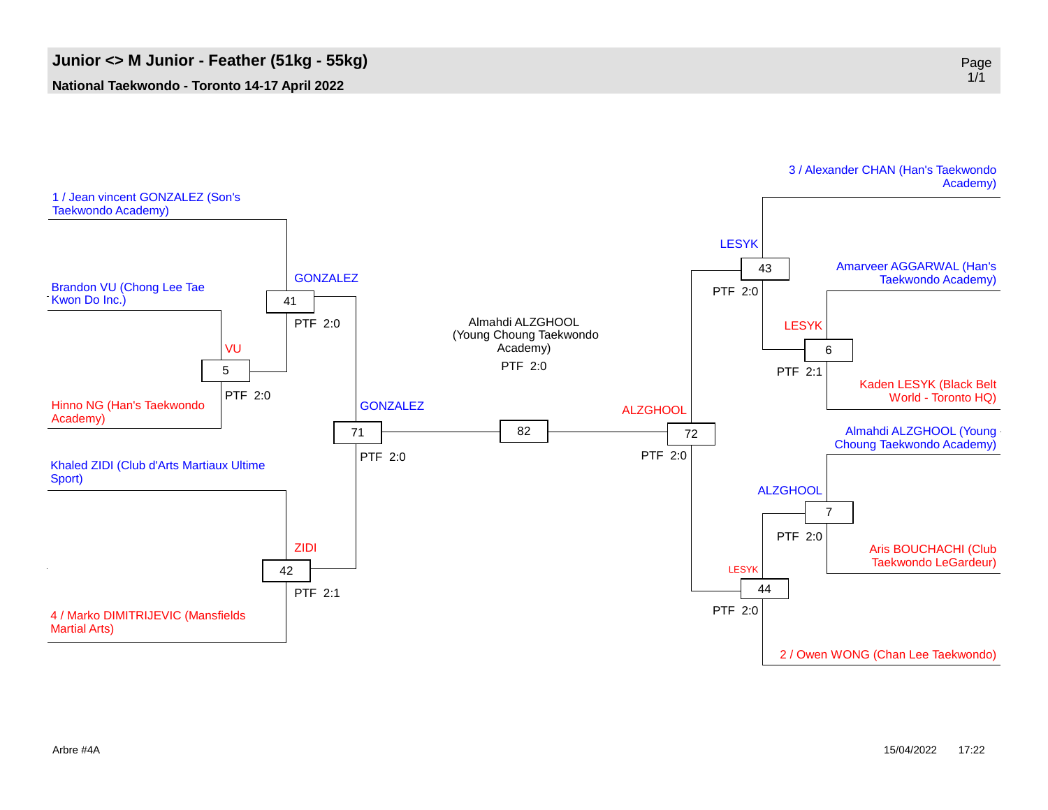# Junior <> M Junior - Feather (51kg - 55kg)

**National Taekwondo - Toronto 14-17 April 2022**

| Match | Blue | Red | Winner | Score |
|---|---|---|---|---|
| 5 | Brandon VU (Chong Lee Tae Kwon Do Inc.) | Hinno NG (Han's Taekwondo Academy) | VU | PTF 2:0 |
| 41 | 1 / Jean vincent GONZALEZ (Son's Taekwondo Academy) | VU | GONZALEZ | PTF 2:0 |
| 42 | Khaled ZIDI (Club d'Arts Martiaux Ultime Sport) | 4 / Marko DIMITRIJEVIC (Mansfields Martial Arts) | ZIDI | PTF 2:1 |
| 71 | GONZALEZ | ZIDI | GONZALEZ | PTF 2:0 |
| 6 | Amarveer AGGARWAL (Han's Taekwondo Academy) | Kaden LESYK (Black Belt World - Toronto HQ) | LESYK | PTF 2:1 |
| 43 | 3 / Alexander CHAN (Han's Taekwondo Academy) | LESYK | LESYK | PTF 2:0 |
| 7 | Almahdi ALZGHOOL (Young Choung Taekwondo Academy) | Aris BOUCHACHI (Club Taekwondo LeGardeur) | ALZGHOOL | PTF 2:0 |
| 44 | ALZGHOOL | 2 / Owen WONG (Chan Lee Taekwondo) | LESYK | PTF 2:0 |
| 72 | LESYK | ALZGHOOL | ALZGHOOL | PTF 2:0 |
| 82 | GONZALEZ | ALZGHOOL | Almahdi ALZGHOOL (Young Choung Taekwondo Academy) | PTF 2:0 |

Arbre #4A

15/04/2022 17:22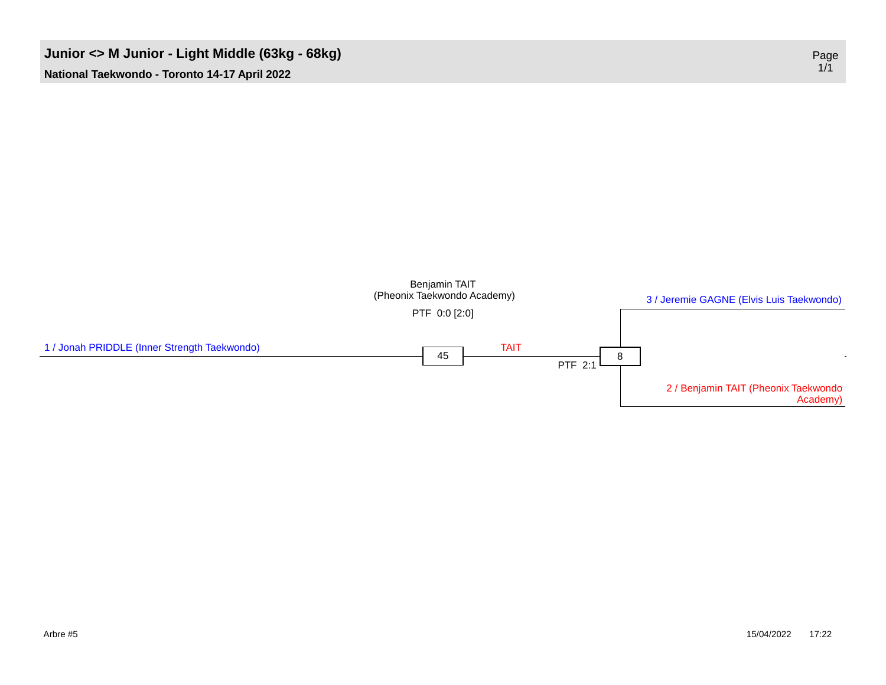# Junior <> M Junior - Light Middle (63kg - 68kg)

**National Taekwondo - Toronto 14-17 April 2022**

Benjamin TAIT
(Pheonix Taekwondo Academy)

PTF 0:0 [2:0]

3 / Jeremie GAGNE (Elvis Luis Taekwondo)

1 / Jonah PRIDDLE (Inner Strength Taekwondo)

45

TAIT

PTF 2:1

8

-

2 / Benjamin TAIT (Pheonix Taekwondo Academy)

Arbre #5

15/04/2022 17:22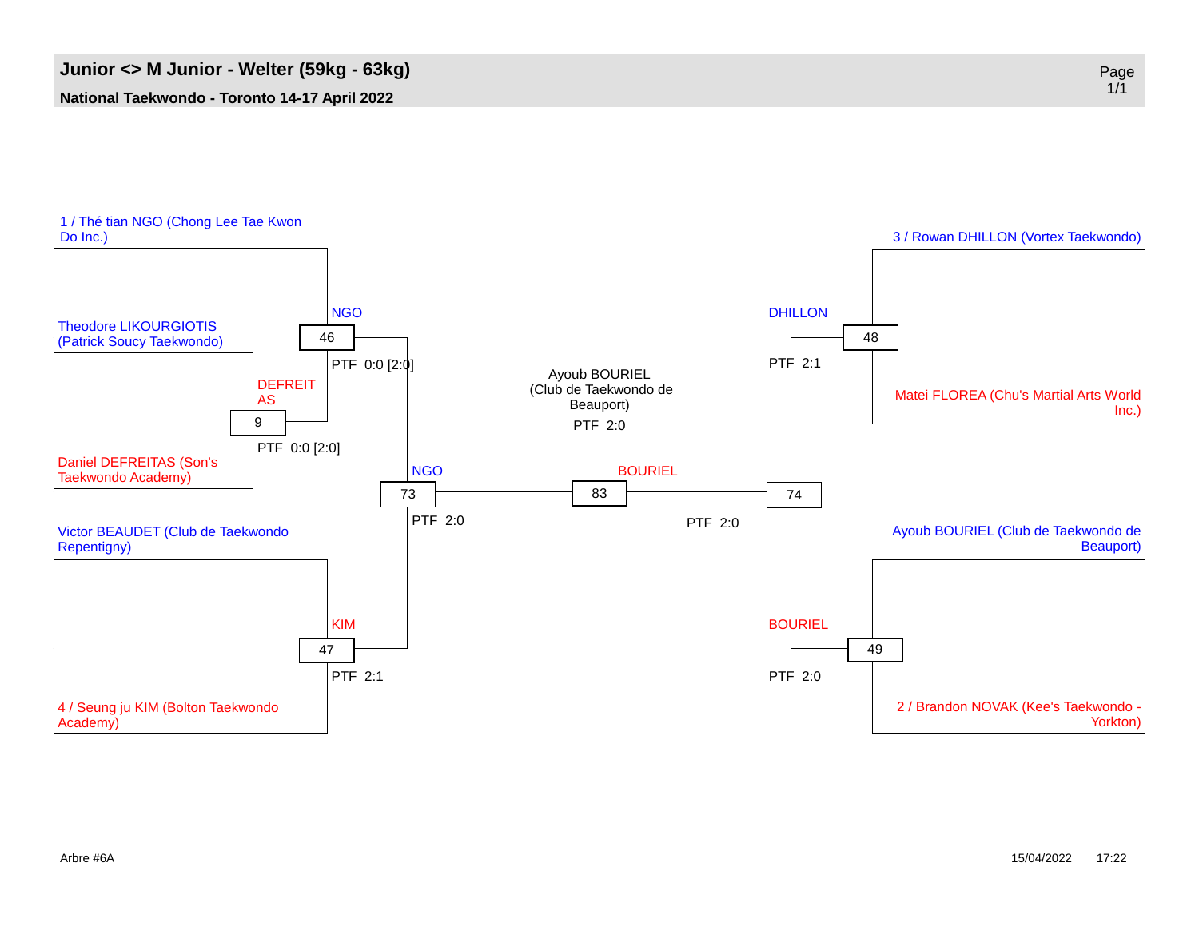# Junior <> M Junior - Welter (59kg - 63kg)

**National Taekwondo - Toronto 14-17 April 2022**

1 / Thé tian NGO (Chong Lee Tae Kwon Do Inc.)

Theodore LIKOURGIOTIS (Patrick Soucy Taekwondo)

Daniel DEFREITAS (Son's Taekwondo Academy)

Victor BEAUDET (Club de Taekwondo Repentigny)

4 / Seung ju KIM (Bolton Taekwondo Academy)

3 / Rowan DHILLON (Vortex Taekwondo)

Matei FLOREA (Chu's Martial Arts World Inc.)

Ayoub BOURIEL (Club de Taekwondo de Beauport)

2 / Brandon NOVAK (Kee's Taekwondo - Yorkton)

| Match | Winner | Result |
| --- | --- | --- |
| 9 | DEFREITAS | PTF 0:0 [2:0] |
| 46 | NGO | PTF 0:0 [2:0] |
| 47 | KIM | PTF 2:1 |
| 48 | DHILLON | PTF 2:1 |
| 49 | BOURIEL | PTF 2:0 |
| 73 | NGO | PTF 2:0 |
| 74 | BOURIEL | PTF 2:0 |
| 83 | BOURIEL | PTF 2:0 |

Ayoub BOURIEL (Club de Taekwondo de Beauport)
PTF 2:0

Arbre #6A

15/04/2022 17:22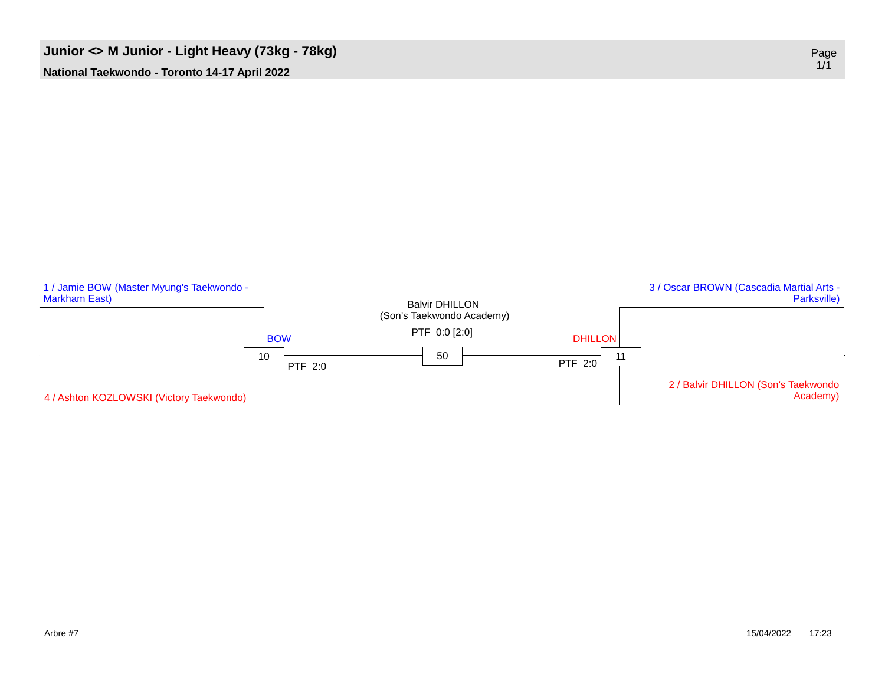# Junior <> M Junior - Light Heavy (73kg - 78kg)

**National Taekwondo - Toronto 14-17 April 2022**

1 / Jamie BOW (Master Myung's Taekwondo - Markham East)

4 / Ashton KOZLOWSKI (Victory Taekwondo)

Match 10: BOW — PTF 2:0

3 / Oscar BROWN (Cascadia Martial Arts - Parksville)

2 / Balvir DHILLON (Son's Taekwondo Academy)

Match 11: DHILLON — PTF 2:0

Match 50: Balvir DHILLON (Son's Taekwondo Academy) — PTF 0:0 [2:0]

Arbre #7

15/04/2022 17:23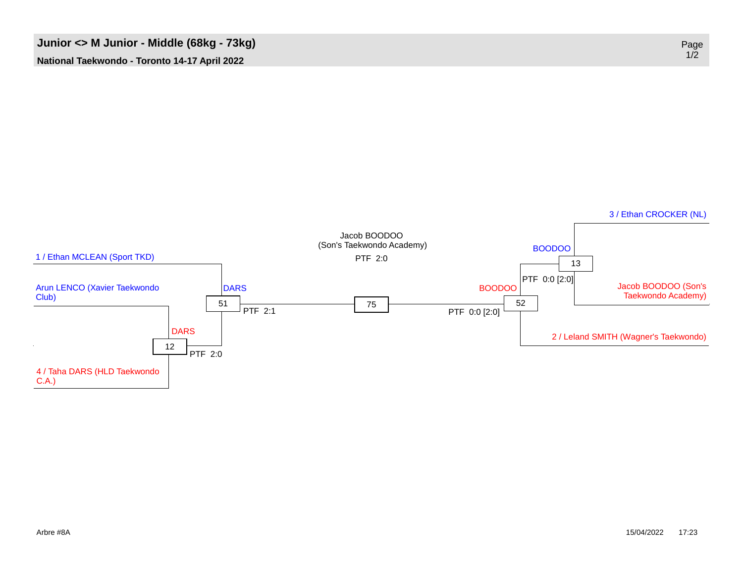# Junior <> M Junior - Middle (68kg - 73kg)

**National Taekwondo - Toronto 14-17 April 2022**

1 / Ethan MCLEAN (Sport TKD)

Arun LENCO (Xavier Taekwondo Club)

4 / Taha DARS (HLD Taekwondo C.A.)

**Match 12:** DARS — PTF 2:0

**Match 51:** DARS — PTF 2:1

**Match 75:** Jacob BOODOO (Son's Taekwondo Academy) — PTF 2:0

**Match 52:** BOODOO — PTF 0:0 [2:0]

**Match 13:** BOODOO — PTF 0:0 [2:0]

3 / Ethan CROCKER (NL)

Jacob BOODOO (Son's Taekwondo Academy)

2 / Leland SMITH (Wagner's Taekwondo)

Arbre #8A

15/04/2022 17:23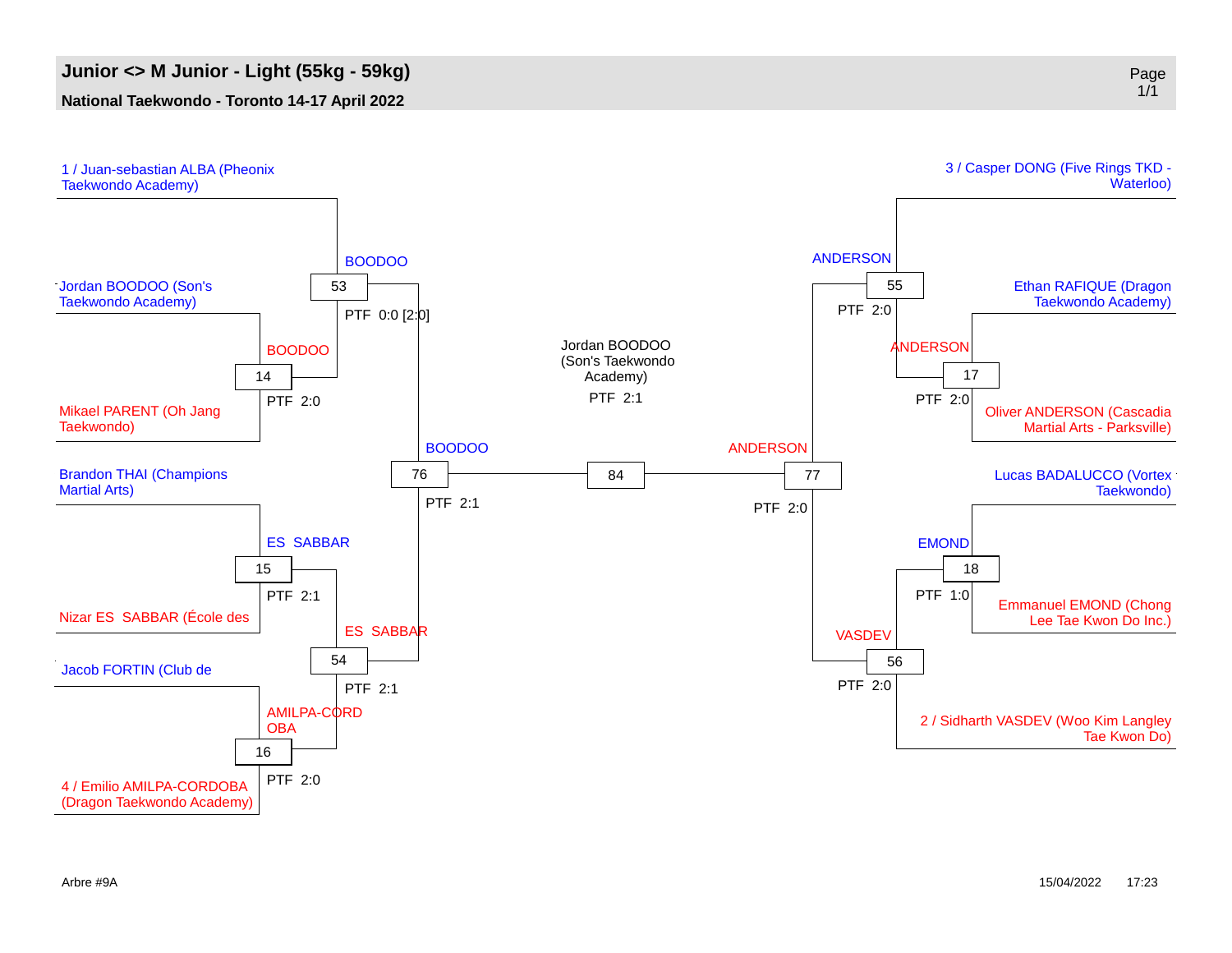# Junior <> M Junior - Light (55kg - 59kg)

**National Taekwondo - Toronto 14-17 April 2022**

1 / Juan-sebastian ALBA (Pheonix Taekwondo Academy)

Jordan BOODOO (Son's Taekwondo Academy)

Mikael PARENT (Oh Jang Taekwondo)

Brandon THAI (Champions Martial Arts)

Nizar ES SABBAR (École des

Jacob FORTIN (Club de

4 / Emilio AMILPA-CORDOBA (Dragon Taekwondo Academy)

3 / Casper DONG (Five Rings TKD - Waterloo)

Ethan RAFIQUE (Dragon Taekwondo Academy)

Oliver ANDERSON (Cascadia Martial Arts - Parksville)

Lucas BADALUCCO (Vortex Taekwondo)

Emmanuel EMOND (Chong Lee Tae Kwon Do Inc.)

2 / Sidharth VASDEV (Woo Kim Langley Tae Kwon Do)

| Match | Winner | Score |
|---|---|---|
| 14 | BOODOO | PTF 2:0 |
| 53 | BOODOO | PTF 0:0 [2:0] |
| 15 | ES SABBAR | PTF 2:1 |
| 16 | AMILPA-CORDOBA | PTF 2:0 |
| 54 | ES SABBAR | PTF 2:1 |
| 76 | BOODOO | PTF 2:1 |
| 17 | ANDERSON | PTF 2:0 |
| 55 | ANDERSON | PTF 2:0 |
| 18 | EMOND | PTF 1:0 |
| 56 | VASDEV | PTF 2:0 |
| 77 | ANDERSON | PTF 2:0 |
| 84 | Jordan BOODOO (Son's Taekwondo Academy) | PTF 2:1 |

Arbre #9A

15/04/2022 17:23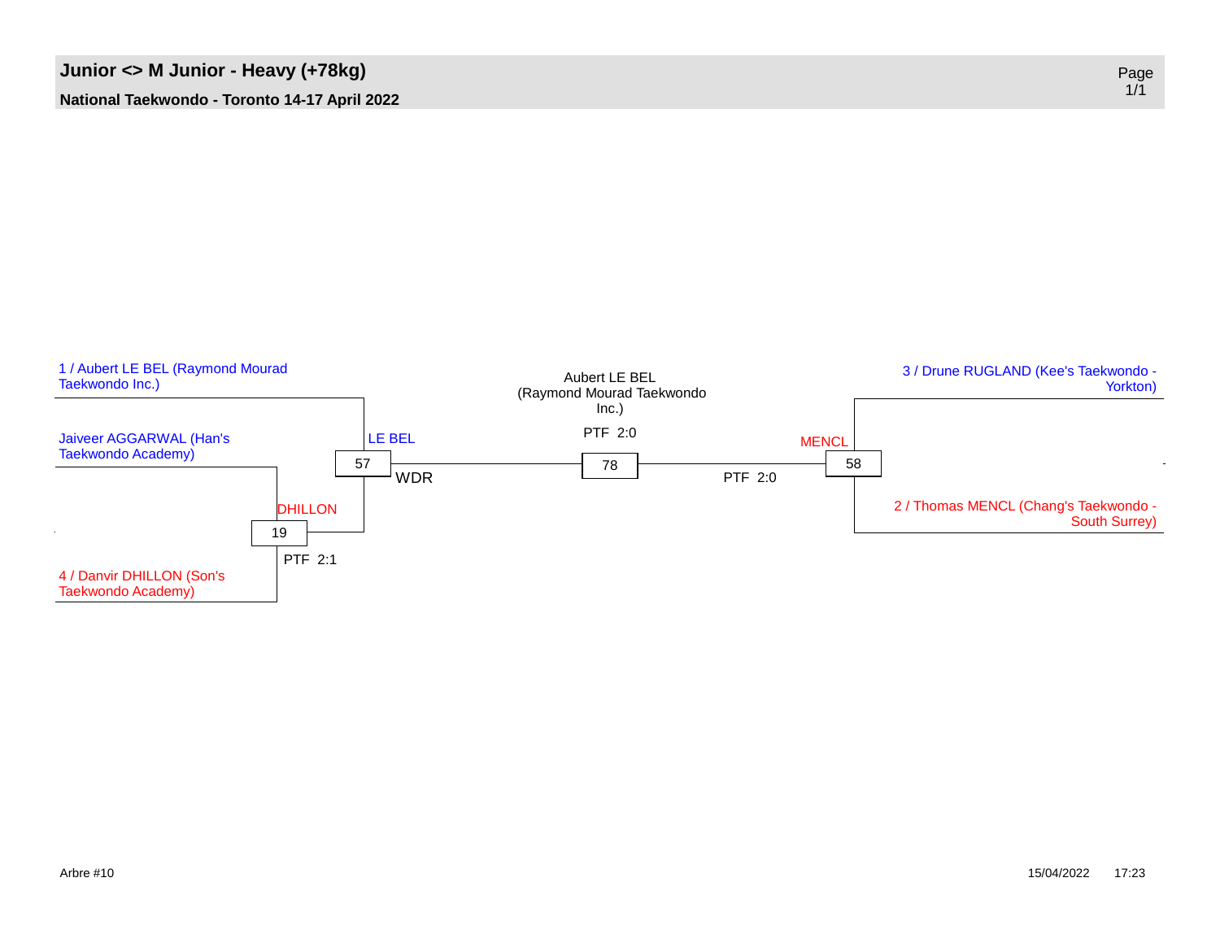# Junior <> M Junior - Heavy (+78kg)

**National Taekwondo - Toronto 14-17 April 2022**

1 / Aubert LE BEL (Raymond Mourad Taekwondo Inc.)

Jaiveer AGGARWAL (Han's Taekwondo Academy)

4 / Danvir DHILLON (Son's Taekwondo Academy)

19 — DHILLON — PTF 2:1

57 — LE BEL — WDR

78 — Aubert LE BEL (Raymond Mourad Taekwondo Inc.) — PTF 2:0

58 — MENCL — PTF 2:0

3 / Drune RUGLAND (Kee's Taekwondo - Yorkton)

2 / Thomas MENCL (Chang's Taekwondo - South Surrey)

Arbre #10

15/04/2022 17:23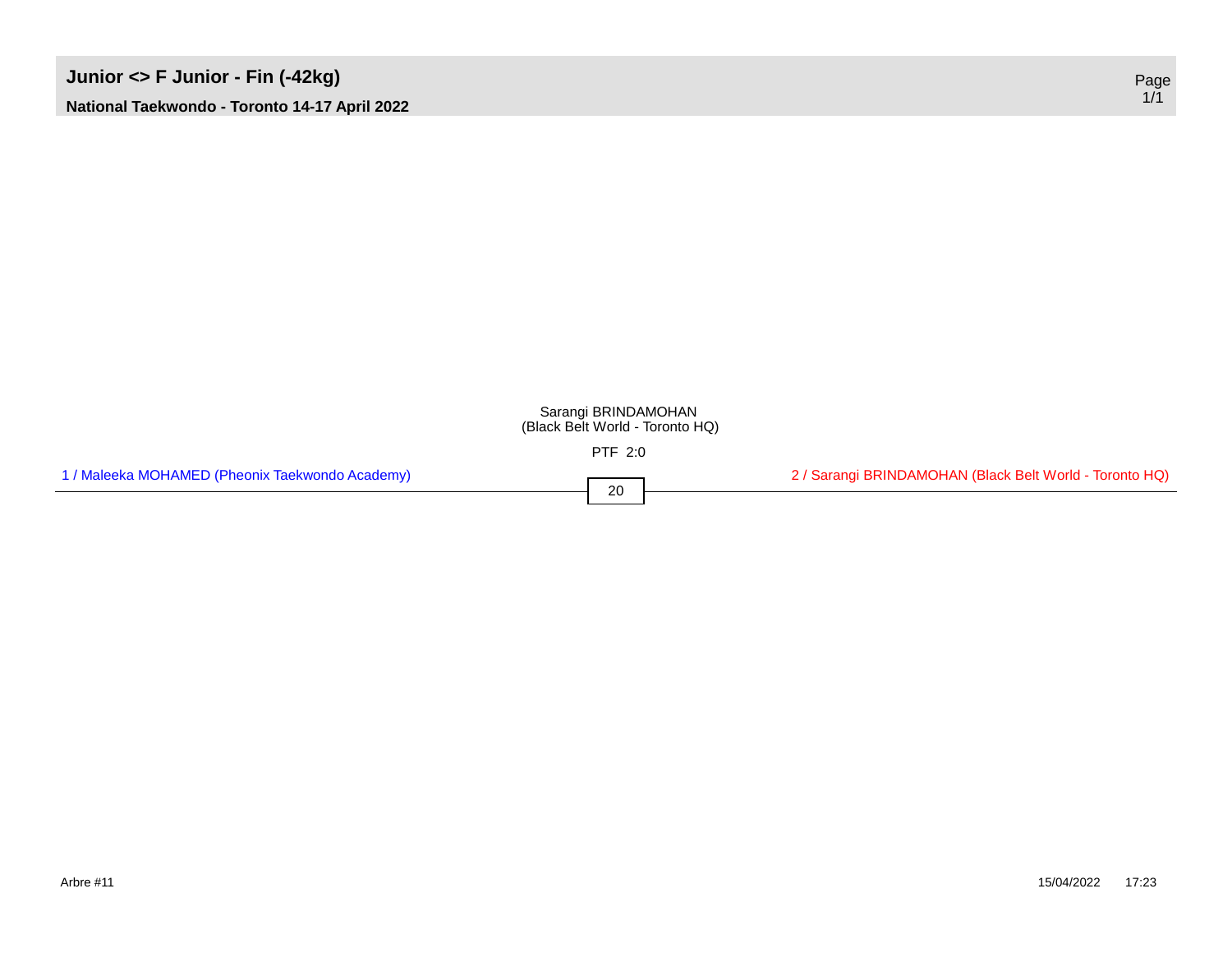# Junior <> F Junior - Fin (-42kg)

**National Taekwondo - Toronto 14-17 April 2022**

Sarangi BRINDAMOHAN
(Black Belt World - Toronto HQ)

PTF 2:0

1 / Maleeka MOHAMED (Pheonix Taekwondo Academy)

20

2 / Sarangi BRINDAMOHAN (Black Belt World - Toronto HQ)

Arbre #11

15/04/2022 17:23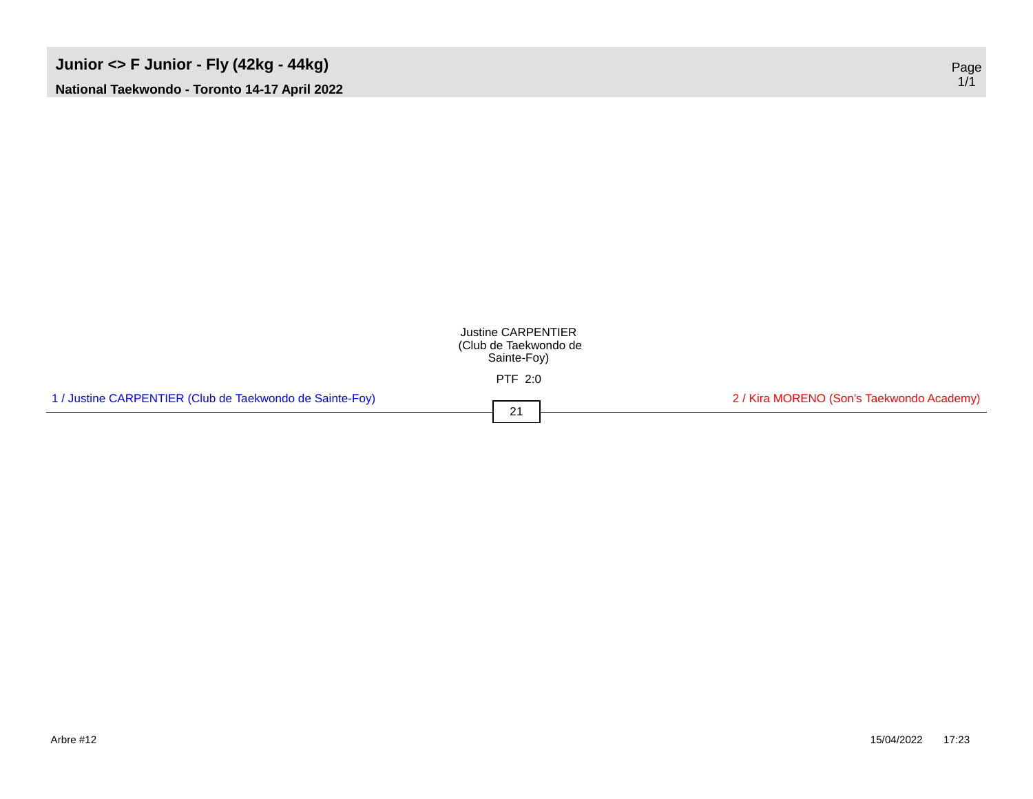# Junior <> F Junior - Fly (42kg - 44kg)

**National Taekwondo - Toronto 14-17 April 2022**

Justine CARPENTIER (Club de Taekwondo de Sainte-Foy)

PTF 2:0

1 / Justine CARPENTIER (Club de Taekwondo de Sainte-Foy)

21

2 / Kira MORENO (Son's Taekwondo Academy)

Arbre #12

15/04/2022 17:23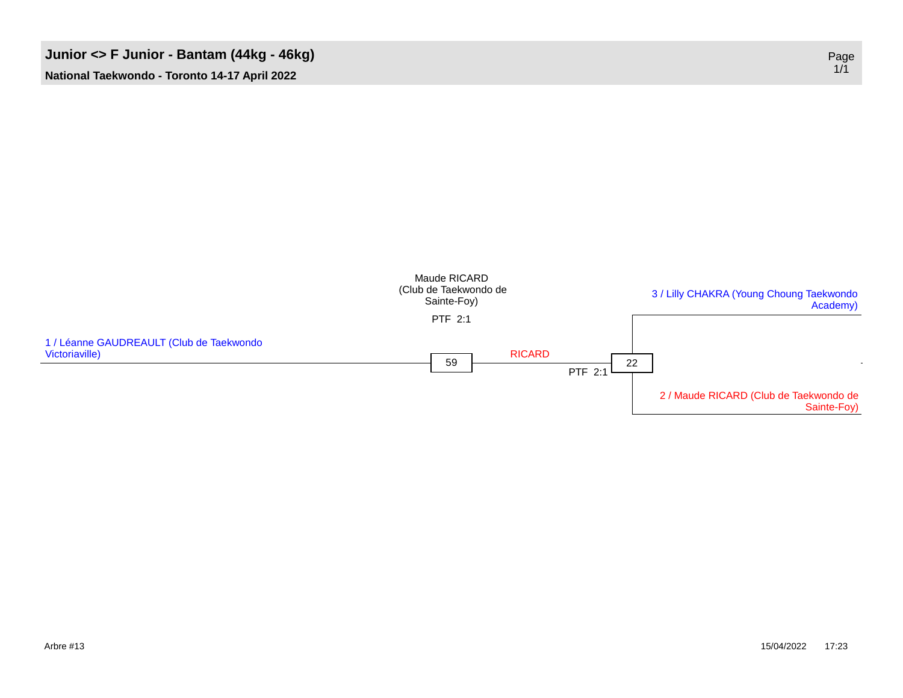# Junior <> F Junior - Bantam (44kg - 46kg)

**National Taekwondo - Toronto 14-17 April 2022**

Maude RICARD (Club de Taekwondo de Sainte-Foy)

PTF 2:1

1 / Léanne GAUDREAULT (Club de Taekwondo Victoriaville)

59

RICARD

PTF 2:1

22

3 / Lilly CHAKRA (Young Choung Taekwondo Academy)

-

2 / Maude RICARD (Club de Taekwondo de Sainte-Foy)

Arbre #13

15/04/2022 17:23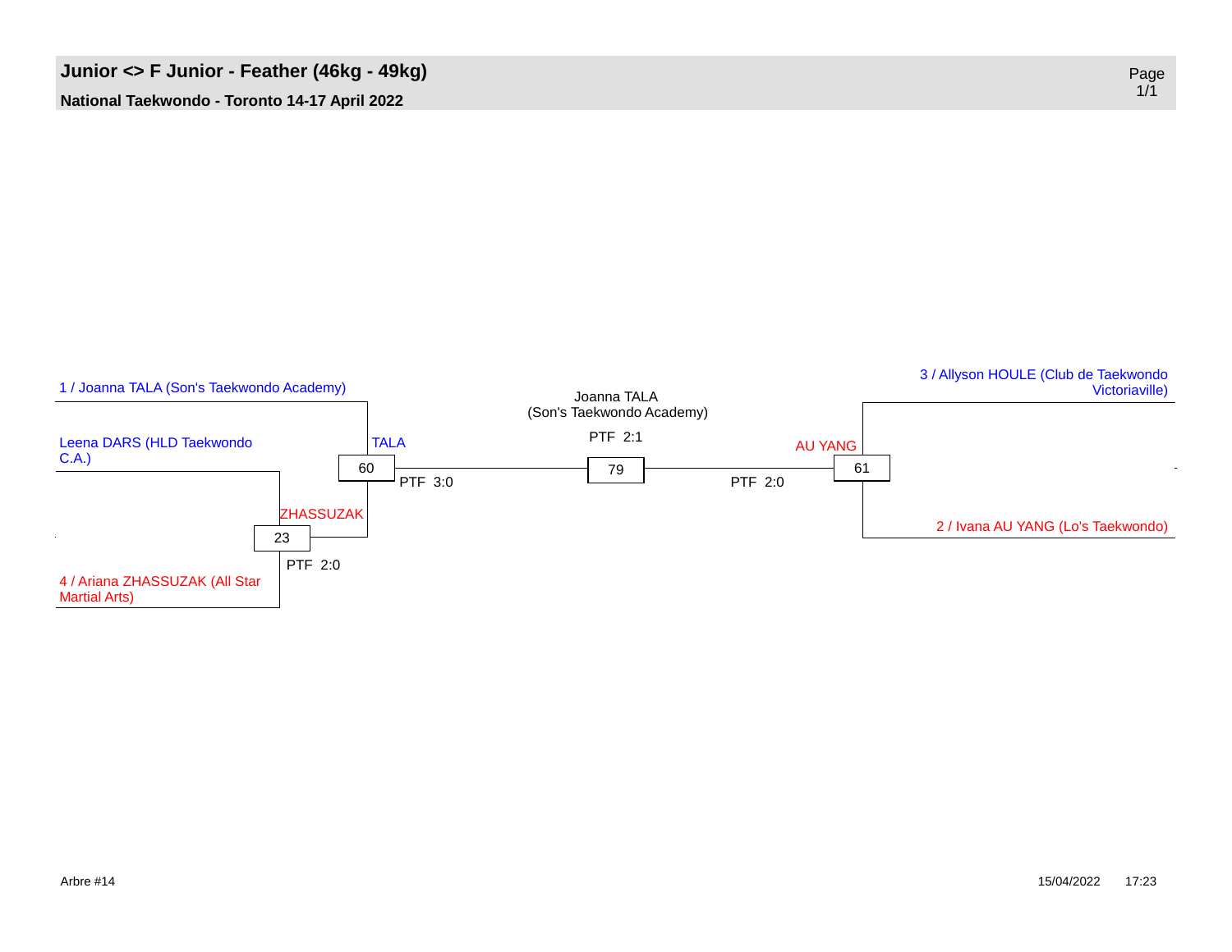# Junior <> F Junior - Feather (46kg - 49kg)

**National Taekwondo - Toronto 14-17 April 2022**

1 / Joanna TALA (Son's Taekwondo Academy)

Leena DARS (HLD Taekwondo C.A.)

4 / Ariana ZHASSUZAK (All Star Martial Arts)

Match 23: ZHASSUZAK — PTF 2:0

Match 60: TALA — PTF 3:0

Match 79: Joanna TALA (Son's Taekwondo Academy) — PTF 2:1

Match 61: AU YANG — PTF 2:0

3 / Allyson HOULE (Club de Taekwondo Victoriaville)

2 / Ivana AU YANG (Lo's Taekwondo)

Arbre #14

15/04/2022 17:23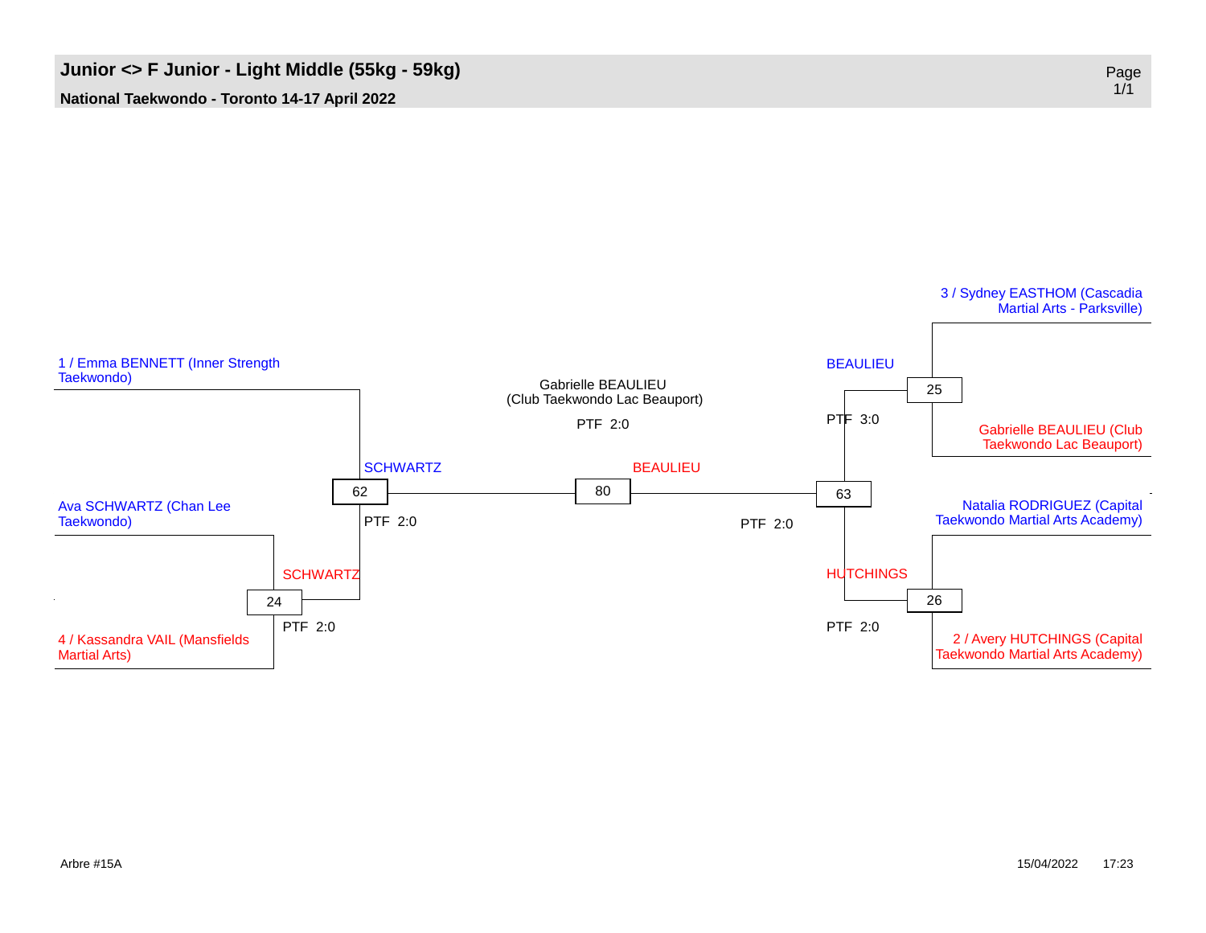# Junior <> F Junior - Light Middle (55kg - 59kg)

**National Taekwondo - Toronto 14-17 April 2022**

1 / Emma BENNETT (Inner Strength Taekwondo)

Ava SCHWARTZ (Chan Lee Taekwondo)

4 / Kassandra VAIL (Mansfields Martial Arts)

24 — SCHWARTZ — PTF 2:0

62 — SCHWARTZ — PTF 2:0

80 — BEAULIEU

Gabrielle BEAULIEU
(Club Taekwondo Lac Beauport)

PTF 2:0

63 — PTF 2:0

25 — BEAULIEU — PTF 3:0

26 — HUTCHINGS — PTF 2:0

3 / Sydney EASTHOM (Cascadia Martial Arts - Parksville)

Gabrielle BEAULIEU (Club Taekwondo Lac Beauport)

Natalia RODRIGUEZ (Capital Taekwondo Martial Arts Academy)

2 / Avery HUTCHINGS (Capital Taekwondo Martial Arts Academy)

Arbre #15A

15/04/2022 17:23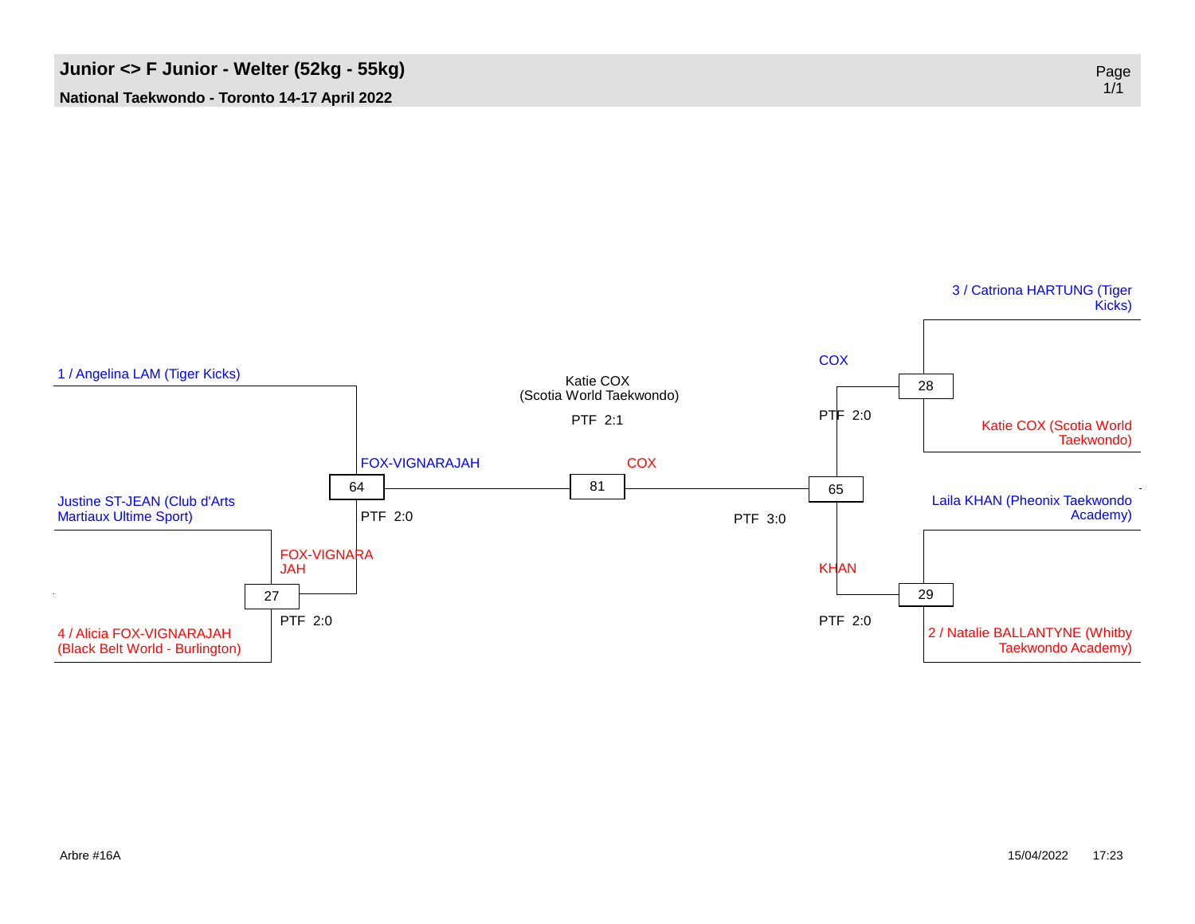# Junior <> F Junior - Welter (52kg - 55kg)

**National Taekwondo - Toronto 14-17 April 2022**

1 / Angelina LAM (Tiger Kicks)

Justine ST-JEAN (Club d'Arts Martiaux Ultime Sport)

4 / Alicia FOX-VIGNARAJAH (Black Belt World - Burlington)

27 — FOX-VIGNARAJAH — PTF 2:0

64 — FOX-VIGNARAJAH — PTF 2:0

81 — COX — PTF 2:1

Katie COX (Scotia World Taekwondo)

3 / Catriona HARTUNG (Tiger Kicks)

Katie COX (Scotia World Taekwondo)

Laila KHAN (Pheonix Taekwondo Academy)

2 / Natalie BALLANTYNE (Whitby Taekwondo Academy)

28 — COX — PTF 2:0

29 — KHAN — PTF 2:0

65 — PTF 3:0

Arbre #16A

15/04/2022 17:23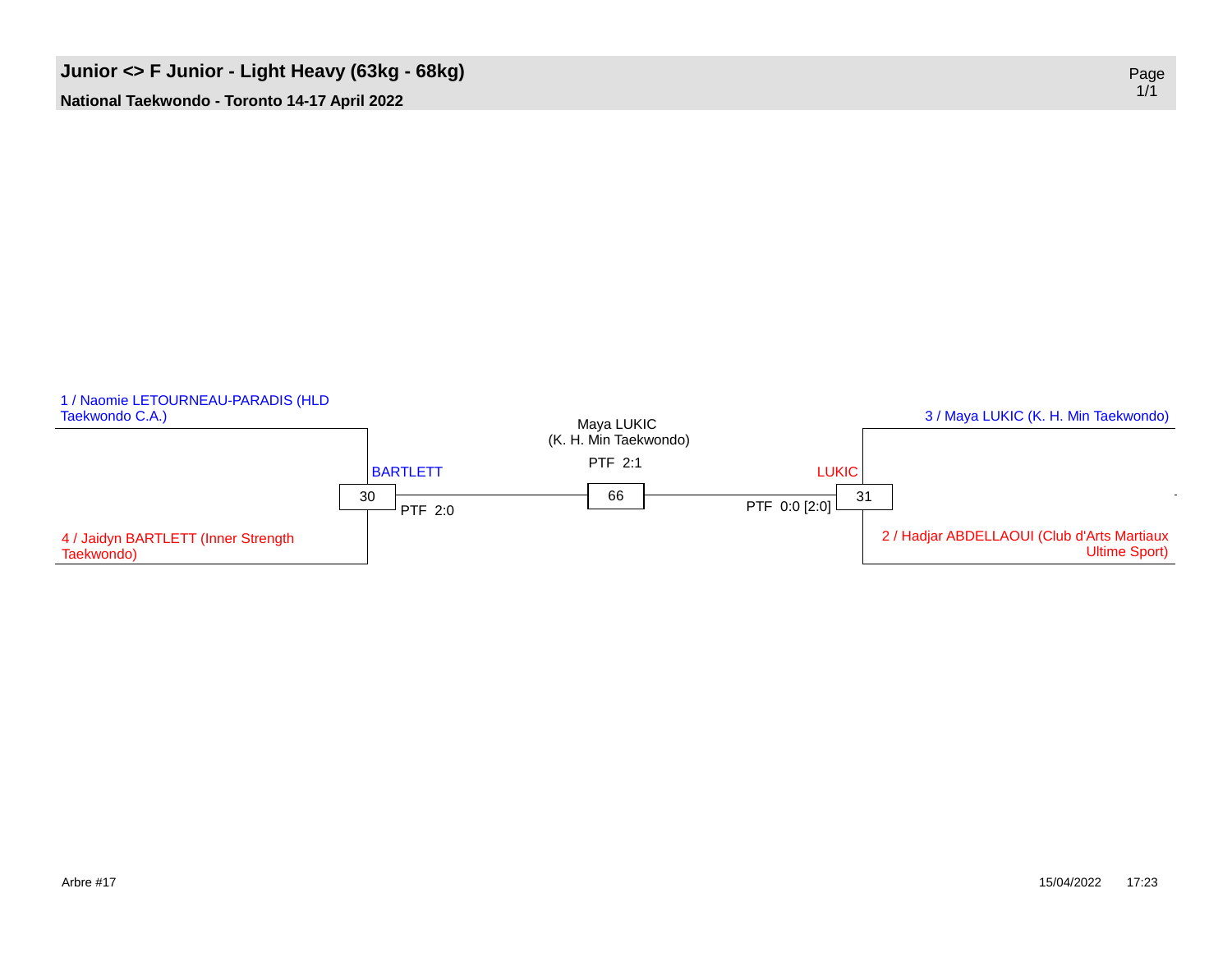# Junior <> F Junior - Light Heavy (63kg - 68kg)

**National Taekwondo - Toronto 14-17 April 2022**

1 / Naomie LETOURNEAU-PARADIS (HLD Taekwondo C.A.)

4 / Jaidyn BARTLETT (Inner Strength Taekwondo)

30 — BARTLETT — PTF 2:0

66 — Maya LUKIC (K. H. Min Taekwondo) — PTF 2:1

31 — LUKIC — PTF 0:0 [2:0]

3 / Maya LUKIC (K. H. Min Taekwondo)

-

2 / Hadjar ABDELLAOUI (Club d'Arts Martiaux Ultime Sport)

Arbre #17

15/04/2022 17:23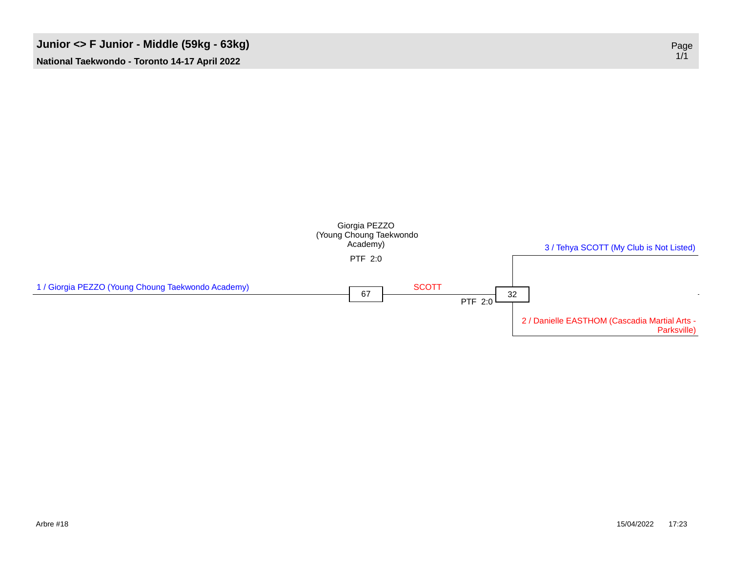# Junior <> F Junior - Middle (59kg - 63kg)

**National Taekwondo - Toronto 14-17 April 2022**

Giorgia PEZZO (Young Choung Taekwondo Academy)

PTF 2:0

3 / Tehya SCOTT (My Club is Not Listed)

1 / Giorgia PEZZO (Young Choung Taekwondo Academy)

67

SCOTT

PTF 2:0

32

-

2 / Danielle EASTHOM (Cascadia Martial Arts - Parksville)

Arbre #18

15/04/2022 17:23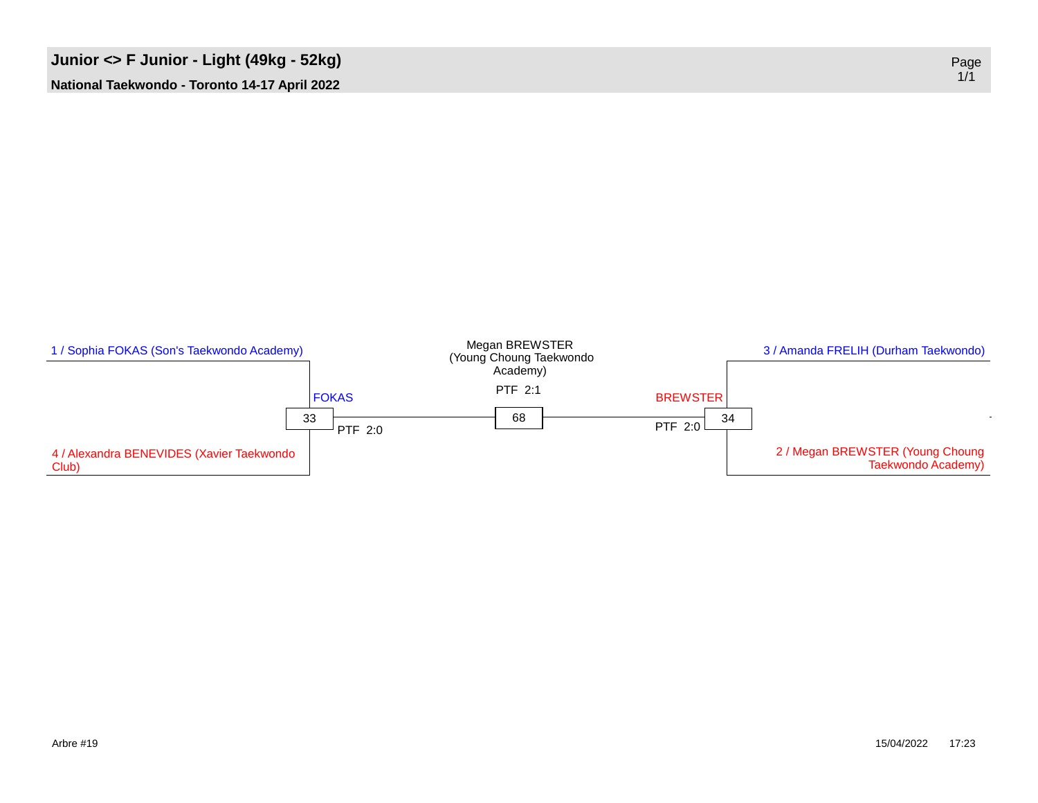# Junior <> F Junior - Light (49kg - 52kg)

**National Taekwondo - Toronto 14-17 April 2022**

1 / Sophia FOKAS (Son's Taekwondo Academy)

4 / Alexandra BENEVIDES (Xavier Taekwondo Club)

Match 33: FOKAS — PTF 2:0

3 / Amanda FRELIH (Durham Taekwondo)

2 / Megan BREWSTER (Young Choung Taekwondo Academy)

Match 34: BREWSTER — PTF 2:0

Match 68: Megan BREWSTER (Young Choung Taekwondo Academy) — PTF 2:1

Arbre #19

15/04/2022 17:23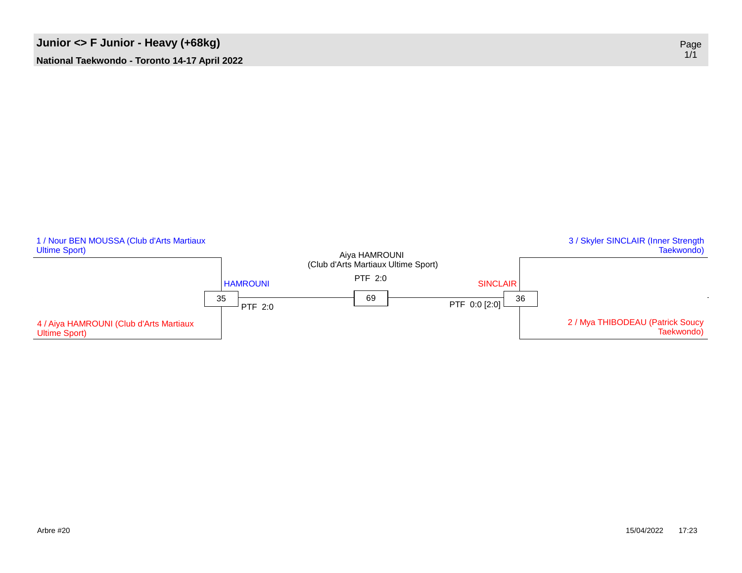# Junior <> F Junior - Heavy (+68kg)

**National Taekwondo - Toronto 14-17 April 2022**

1 / Nour BEN MOUSSA (Club d'Arts Martiaux Ultime Sport)

4 / Aiya HAMROUNI (Club d'Arts Martiaux Ultime Sport)

HAMROUNI

35

PTF 2:0

Aiya HAMROUNI
(Club d'Arts Martiaux Ultime Sport)

PTF 2:0

69

3 / Skyler SINCLAIR (Inner Strength Taekwondo)

2 / Mya THIBODEAU (Patrick Soucy Taekwondo)

SINCLAIR

36

PTF 0:0 [2:0]

-

Arbre #20

15/04/2022 17:23